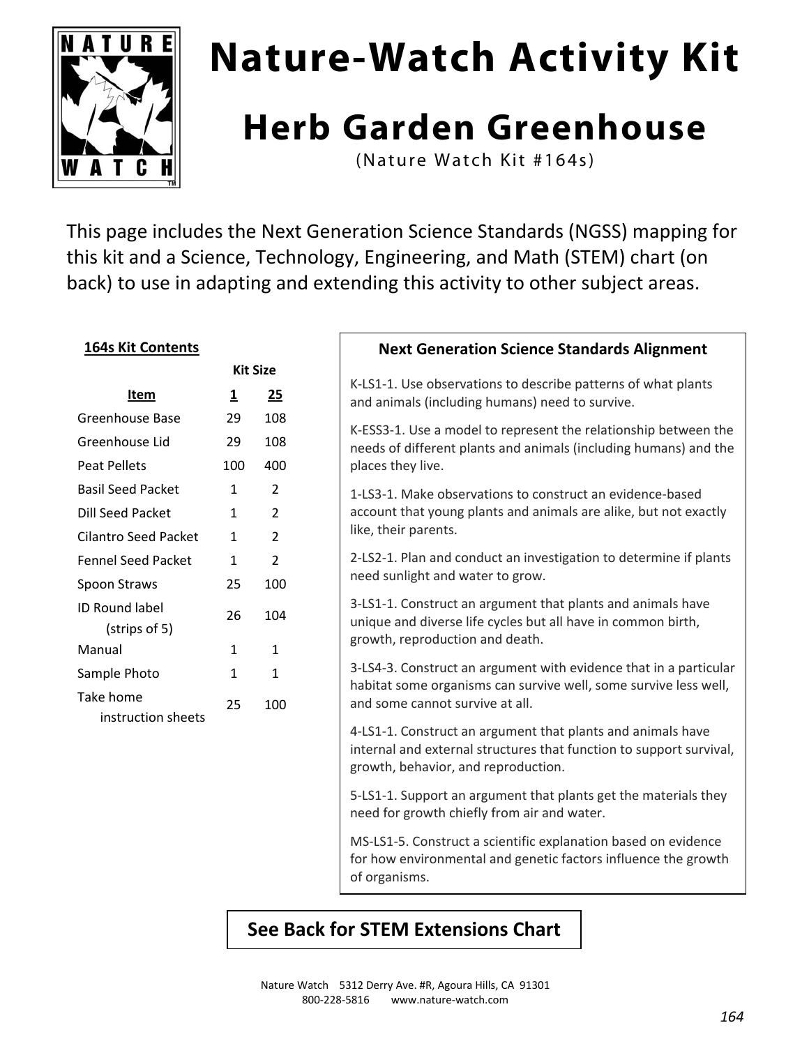# Nature-Watch Activity Kit

## Herb Garden Greenhouse

(Nature Watch Kit #164s)

This page includes the Next Generation Science Standards (NGSS) mapping for this kit and a Science, Technology, Engineering, and Math (STEM) chart (on back) to use in adapting and extending this activity to other subject areas.

### 164s Kit Contents

| Item | Kit Size 1 | Kit Size 25 |
|---|---|---|
| Greenhouse Base | 29 | 108 |
| Greenhouse Lid | 29 | 108 |
| Peat Pellets | 100 | 400 |
| Basil Seed Packet | 1 | 2 |
| Dill Seed Packet | 1 | 2 |
| Cilantro Seed Packet | 1 | 2 |
| Fennel Seed Packet | 1 | 2 |
| Spoon Straws | 25 | 100 |
| ID Round label (strips of 5) | 26 | 104 |
| Manual | 1 | 1 |
| Sample Photo | 1 | 1 |
| Take home instruction sheets | 25 | 100 |

### Next Generation Science Standards Alignment

K-LS1-1. Use observations to describe patterns of what plants and animals (including humans) need to survive.

K-ESS3-1. Use a model to represent the relationship between the needs of different plants and animals (including humans) and the places they live.

1-LS3-1. Make observations to construct an evidence-based account that young plants and animals are alike, but not exactly like, their parents.

2-LS2-1. Plan and conduct an investigation to determine if plants need sunlight and water to grow.

3-LS1-1. Construct an argument that plants and animals have unique and diverse life cycles but all have in common birth, growth, reproduction and death.

3-LS4-3. Construct an argument with evidence that in a particular habitat some organisms can survive well, some survive less well, and some cannot survive at all.

4-LS1-1. Construct an argument that plants and animals have internal and external structures that function to support survival, growth, behavior, and reproduction.

5-LS1-1. Support an argument that plants get the materials they need for growth chiefly from air and water.

MS-LS1-5. Construct a scientific explanation based on evidence for how environmental and genetic factors influence the growth of organisms.

**See Back for STEM Extensions Chart**

Nature Watch 5312 Derry Ave. #R, Agoura Hills, CA 91301
800-228-5816 www.nature-watch.com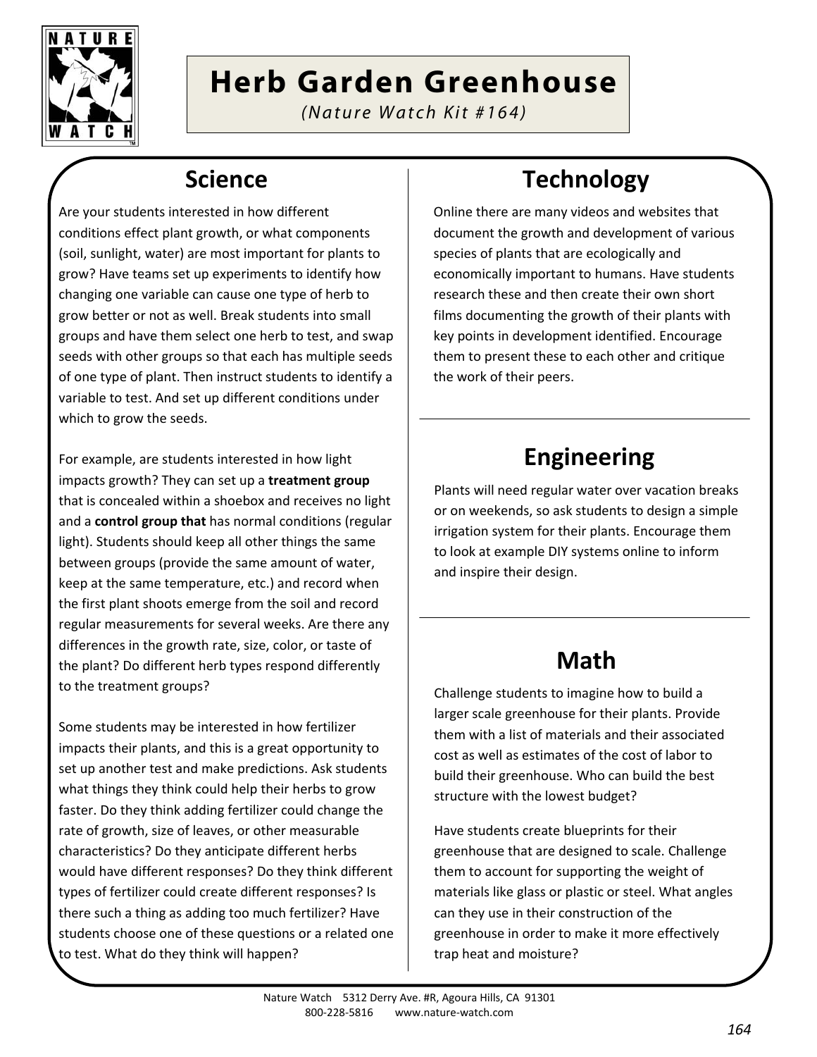# Herb Garden Greenhouse

*(Nature Watch Kit #164)*

## Science

Are your students interested in how different conditions effect plant growth, or what components (soil, sunlight, water) are most important for plants to grow? Have teams set up experiments to identify how changing one variable can cause one type of herb to grow better or not as well. Break students into small groups and have them select one herb to test, and swap seeds with other groups so that each has multiple seeds of one type of plant. Then instruct students to identify a variable to test. And set up different conditions under which to grow the seeds.

For example, are students interested in how light impacts growth? They can set up a **treatment group** that is concealed within a shoebox and receives no light and a **control group that** has normal conditions (regular light). Students should keep all other things the same between groups (provide the same amount of water, keep at the same temperature, etc.) and record when the first plant shoots emerge from the soil and record regular measurements for several weeks. Are there any differences in the growth rate, size, color, or taste of the plant? Do different herb types respond differently to the treatment groups?

Some students may be interested in how fertilizer impacts their plants, and this is a great opportunity to set up another test and make predictions. Ask students what things they think could help their herbs to grow faster. Do they think adding fertilizer could change the rate of growth, size of leaves, or other measurable characteristics? Do they anticipate different herbs would have different responses? Do they think different types of fertilizer could create different responses? Is there such a thing as adding too much fertilizer? Have students choose one of these questions or a related one to test. What do they think will happen?

## Technology

Online there are many videos and websites that document the growth and development of various species of plants that are ecologically and economically important to humans. Have students research these and then create their own short films documenting the growth of their plants with key points in development identified. Encourage them to present these to each other and critique the work of their peers.

## Engineering

Plants will need regular water over vacation breaks or on weekends, so ask students to design a simple irrigation system for their plants. Encourage them to look at example DIY systems online to inform and inspire their design.

## Math

Challenge students to imagine how to build a larger scale greenhouse for their plants. Provide them with a list of materials and their associated cost as well as estimates of the cost of labor to build their greenhouse. Who can build the best structure with the lowest budget?

Have students create blueprints for their greenhouse that are designed to scale. Challenge them to account for supporting the weight of materials like glass or plastic or steel. What angles can they use in their construction of the greenhouse in order to make it more effectively trap heat and moisture?

Nature Watch 5312 Derry Ave. #R, Agoura Hills, CA 91301
800-228-5816 www.nature-watch.com